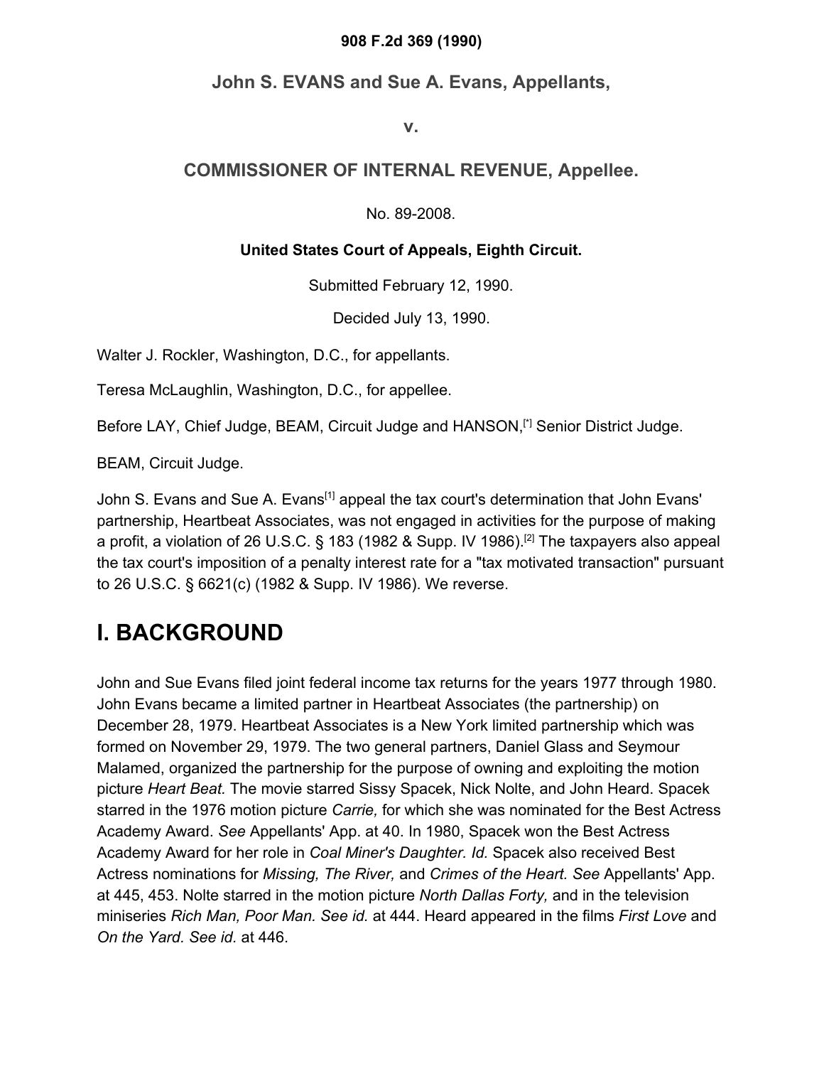**908 F.2d 369 (1990)**

## John S. EVANS and Sue A. Evans, Appellants,

**v.**

## COMMISSIONER OF INTERNAL REVENUE, Appellee.

No. 89-2008.

**United States Court of Appeals, Eighth Circuit.**

Submitted February 12, 1990.

Decided July 13, 1990.

Walter J. Rockler, Washington, D.C., for appellants.

Teresa McLaughlin, Washington, D.C., for appellee.

Before LAY, Chief Judge, BEAM, Circuit Judge and HANSON,[*] Senior District Judge.

BEAM, Circuit Judge.

John S. Evans and Sue A. Evans[1] appeal the tax court's determination that John Evans' partnership, Heartbeat Associates, was not engaged in activities for the purpose of making a profit, a violation of 26 U.S.C. § 183 (1982 & Supp. IV 1986).[2] The taxpayers also appeal the tax court's imposition of a penalty interest rate for a "tax motivated transaction" pursuant to 26 U.S.C. § 6621(c) (1982 & Supp. IV 1986). We reverse.

# I. BACKGROUND

John and Sue Evans filed joint federal income tax returns for the years 1977 through 1980. John Evans became a limited partner in Heartbeat Associates (the partnership) on December 28, 1979. Heartbeat Associates is a New York limited partnership which was formed on November 29, 1979. The two general partners, Daniel Glass and Seymour Malamed, organized the partnership for the purpose of owning and exploiting the motion picture *Heart Beat.* The movie starred Sissy Spacek, Nick Nolte, and John Heard. Spacek starred in the 1976 motion picture *Carrie,* for which she was nominated for the Best Actress Academy Award. *See* Appellants' App. at 40. In 1980, Spacek won the Best Actress Academy Award for her role in *Coal Miner's Daughter. Id.* Spacek also received Best Actress nominations for *Missing, The River,* and *Crimes of the Heart. See* Appellants' App. at 445, 453. Nolte starred in the motion picture *North Dallas Forty,* and in the television miniseries *Rich Man, Poor Man. See id.* at 444. Heard appeared in the films *First Love* and *On the Yard. See id.* at 446.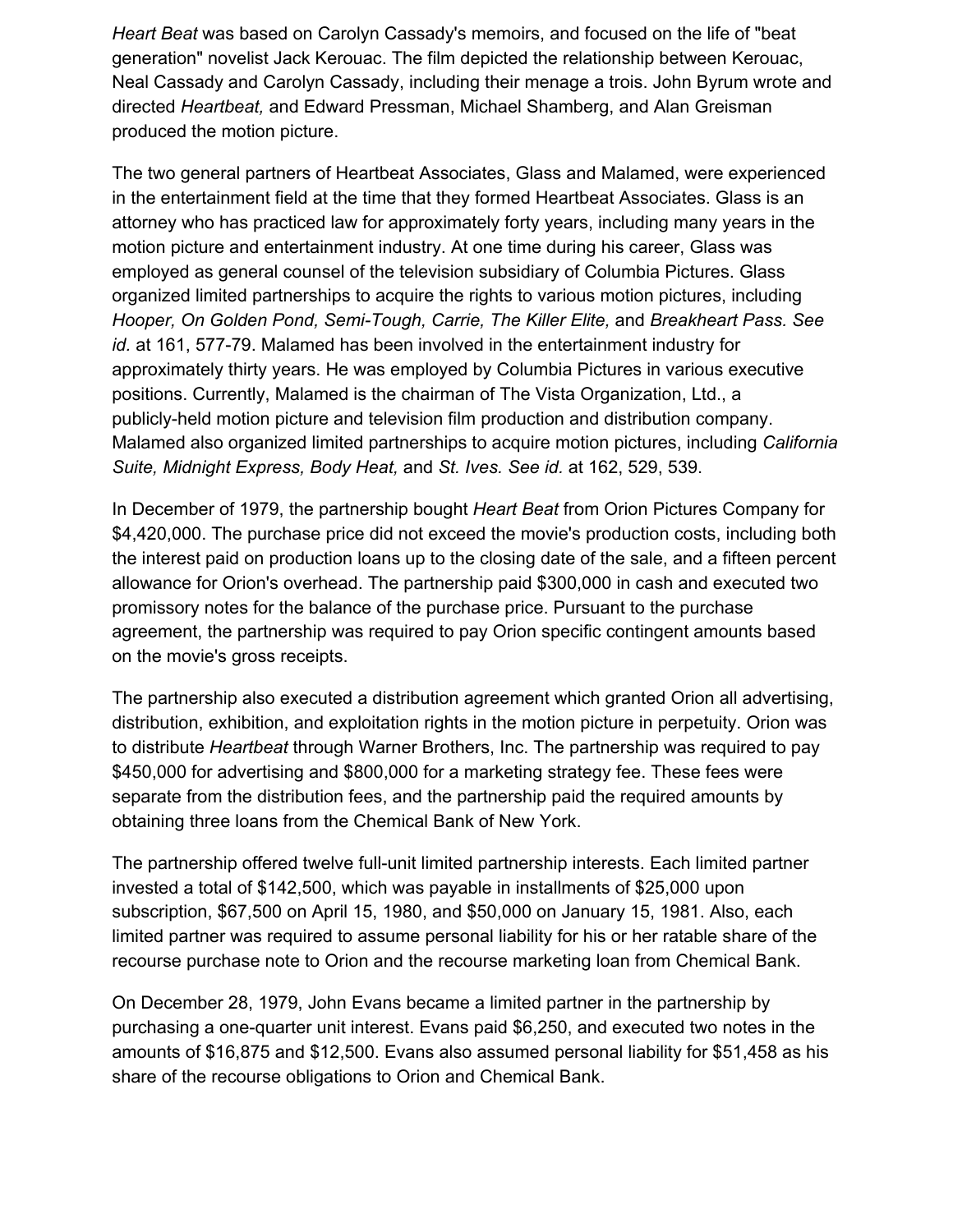*Heart Beat* was based on Carolyn Cassady's memoirs, and focused on the life of "beat generation" novelist Jack Kerouac. The film depicted the relationship between Kerouac, Neal Cassady and Carolyn Cassady, including their menage a trois. John Byrum wrote and directed *Heartbeat,* and Edward Pressman, Michael Shamberg, and Alan Greisman produced the motion picture.

The two general partners of Heartbeat Associates, Glass and Malamed, were experienced in the entertainment field at the time that they formed Heartbeat Associates. Glass is an attorney who has practiced law for approximately forty years, including many years in the motion picture and entertainment industry. At one time during his career, Glass was employed as general counsel of the television subsidiary of Columbia Pictures. Glass organized limited partnerships to acquire the rights to various motion pictures, including *Hooper, On Golden Pond, Semi-Tough, Carrie, The Killer Elite,* and *Breakheart Pass. See id.* at 161, 577-79. Malamed has been involved in the entertainment industry for approximately thirty years. He was employed by Columbia Pictures in various executive positions. Currently, Malamed is the chairman of The Vista Organization, Ltd., a publicly-held motion picture and television film production and distribution company. Malamed also organized limited partnerships to acquire motion pictures, including *California Suite, Midnight Express, Body Heat,* and *St. Ives. See id.* at 162, 529, 539.

In December of 1979, the partnership bought *Heart Beat* from Orion Pictures Company for $4,420,000. The purchase price did not exceed the movie's production costs, including both the interest paid on production loans up to the closing date of the sale, and a fifteen percent allowance for Orion's overhead. The partnership paid $300,000 in cash and executed two promissory notes for the balance of the purchase price. Pursuant to the purchase agreement, the partnership was required to pay Orion specific contingent amounts based on the movie's gross receipts.

The partnership also executed a distribution agreement which granted Orion all advertising, distribution, exhibition, and exploitation rights in the motion picture in perpetuity. Orion was to distribute *Heartbeat* through Warner Brothers, Inc. The partnership was required to pay $450,000 for advertising and $800,000 for a marketing strategy fee. These fees were separate from the distribution fees, and the partnership paid the required amounts by obtaining three loans from the Chemical Bank of New York.

The partnership offered twelve full-unit limited partnership interests. Each limited partner invested a total of $142,500, which was payable in installments of $25,000 upon subscription, $67,500 on April 15, 1980, and $50,000 on January 15, 1981. Also, each limited partner was required to assume personal liability for his or her ratable share of the recourse purchase note to Orion and the recourse marketing loan from Chemical Bank.

On December 28, 1979, John Evans became a limited partner in the partnership by purchasing a one-quarter unit interest. Evans paid $6,250, and executed two notes in the amounts of $16,875 and $12,500. Evans also assumed personal liability for $51,458 as his share of the recourse obligations to Orion and Chemical Bank.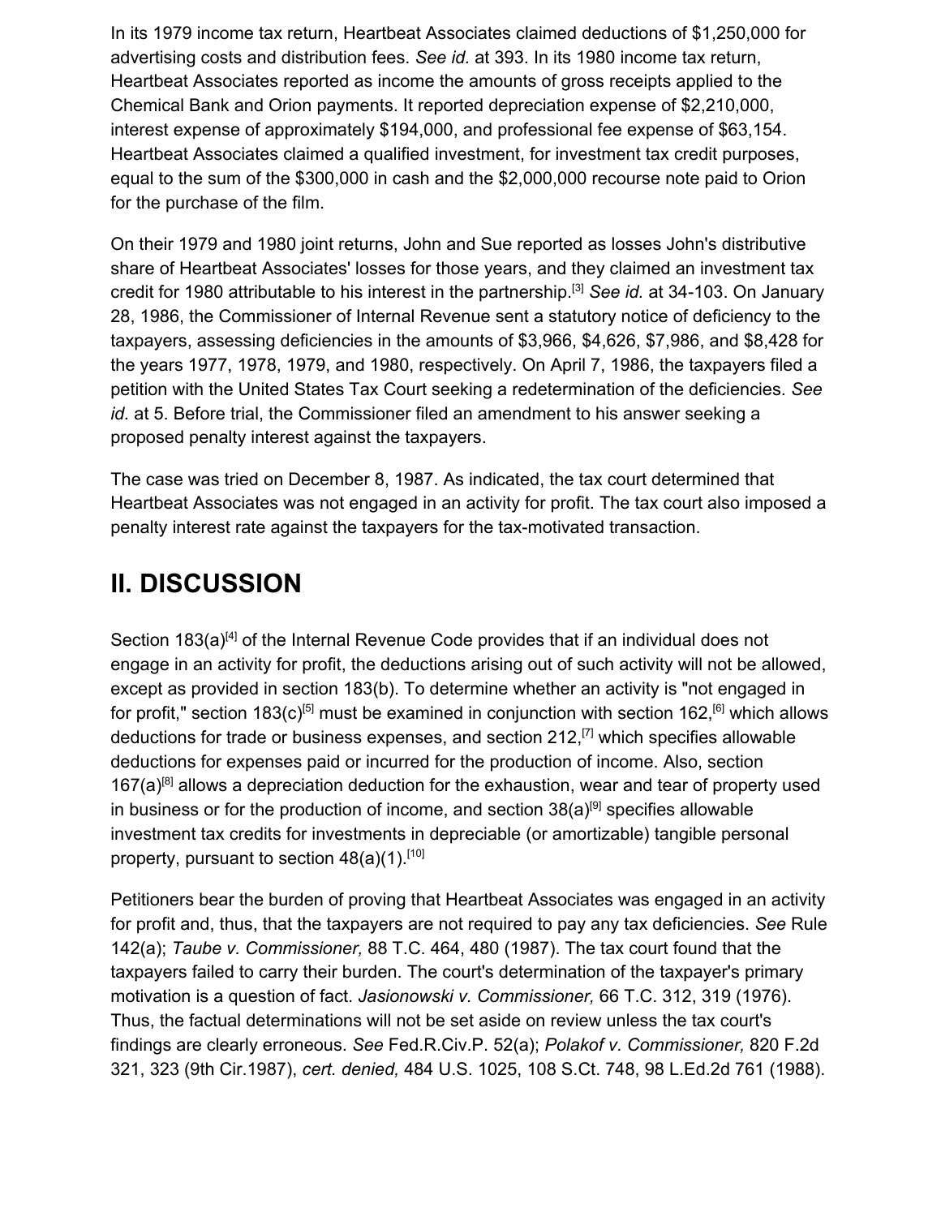In its 1979 income tax return, Heartbeat Associates claimed deductions of $1,250,000 for advertising costs and distribution fees. *See id.* at 393. In its 1980 income tax return, Heartbeat Associates reported as income the amounts of gross receipts applied to the Chemical Bank and Orion payments. It reported depreciation expense of $2,210,000, interest expense of approximately $194,000, and professional fee expense of $63,154. Heartbeat Associates claimed a qualified investment, for investment tax credit purposes, equal to the sum of the $300,000 in cash and the $2,000,000 recourse note paid to Orion for the purchase of the film.

On their 1979 and 1980 joint returns, John and Sue reported as losses John's distributive share of Heartbeat Associates' losses for those years, and they claimed an investment tax credit for 1980 attributable to his interest in the partnership.[3] *See id.* at 34-103. On January 28, 1986, the Commissioner of Internal Revenue sent a statutory notice of deficiency to the taxpayers, assessing deficiencies in the amounts of $3,966, $4,626, $7,986, and $8,428 for the years 1977, 1978, 1979, and 1980, respectively. On April 7, 1986, the taxpayers filed a petition with the United States Tax Court seeking a redetermination of the deficiencies. *See id.* at 5. Before trial, the Commissioner filed an amendment to his answer seeking a proposed penalty interest against the taxpayers.

The case was tried on December 8, 1987. As indicated, the tax court determined that Heartbeat Associates was not engaged in an activity for profit. The tax court also imposed a penalty interest rate against the taxpayers for the tax-motivated transaction.

## II. DISCUSSION

Section 183(a)[4] of the Internal Revenue Code provides that if an individual does not engage in an activity for profit, the deductions arising out of such activity will not be allowed, except as provided in section 183(b). To determine whether an activity is "not engaged in for profit," section 183(c)[5] must be examined in conjunction with section 162,[6] which allows deductions for trade or business expenses, and section 212,[7] which specifies allowable deductions for expenses paid or incurred for the production of income. Also, section 167(a)[8] allows a depreciation deduction for the exhaustion, wear and tear of property used in business or for the production of income, and section 38(a)[9] specifies allowable investment tax credits for investments in depreciable (or amortizable) tangible personal property, pursuant to section 48(a)(1).[10]

Petitioners bear the burden of proving that Heartbeat Associates was engaged in an activity for profit and, thus, that the taxpayers are not required to pay any tax deficiencies. *See* Rule 142(a); *Taube v. Commissioner,* 88 T.C. 464, 480 (1987). The tax court found that the taxpayers failed to carry their burden. The court's determination of the taxpayer's primary motivation is a question of fact. *Jasionowski v. Commissioner,* 66 T.C. 312, 319 (1976). Thus, the factual determinations will not be set aside on review unless the tax court's findings are clearly erroneous. *See* Fed.R.Civ.P. 52(a); *Polakof v. Commissioner,* 820 F.2d 321, 323 (9th Cir.1987), *cert. denied,* 484 U.S. 1025, 108 S.Ct. 748, 98 L.Ed.2d 761 (1988).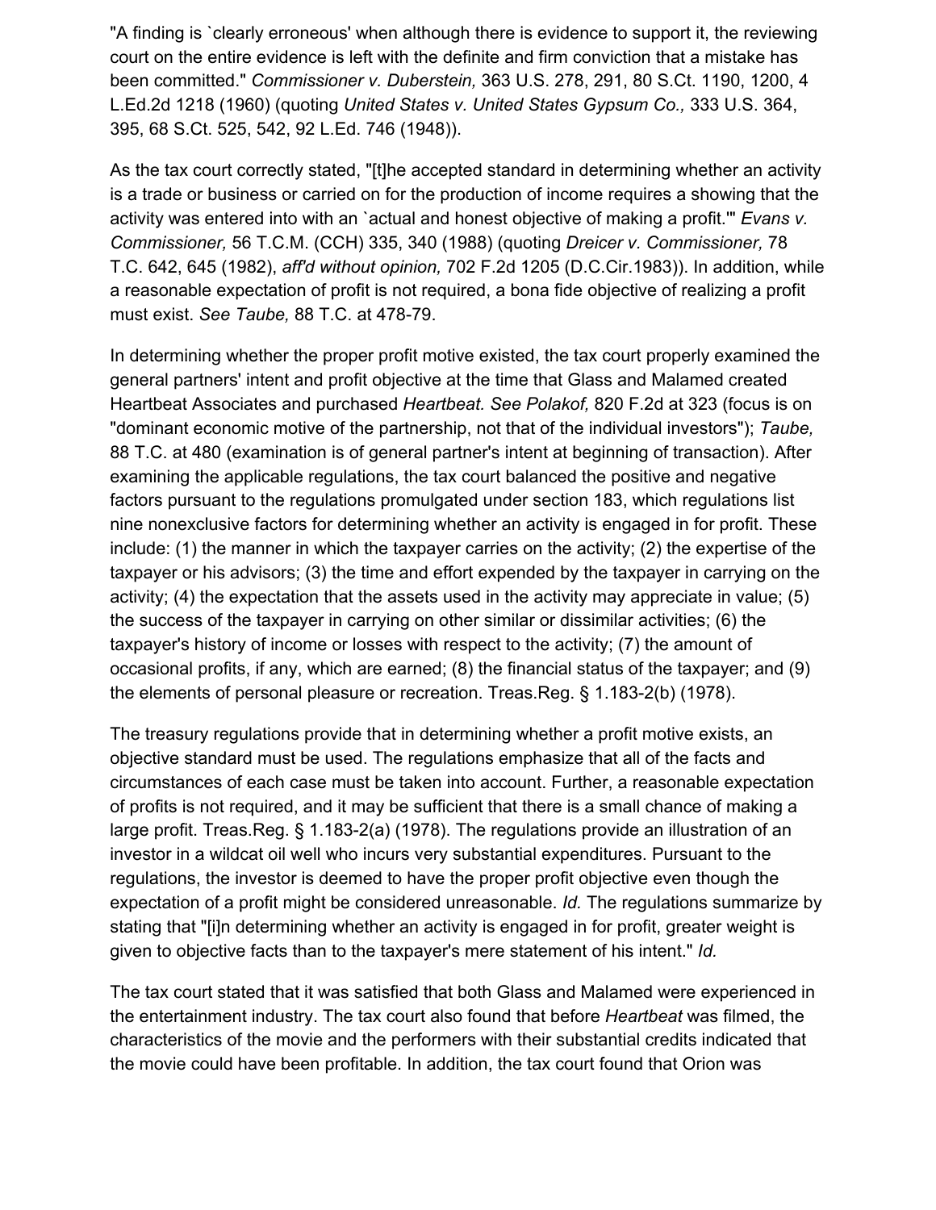"A finding is `clearly erroneous' when although there is evidence to support it, the reviewing court on the entire evidence is left with the definite and firm conviction that a mistake has been committed." *Commissioner v. Duberstein,* 363 U.S. 278, 291, 80 S.Ct. 1190, 1200, 4 L.Ed.2d 1218 (1960) (quoting *United States v. United States Gypsum Co.,* 333 U.S. 364, 395, 68 S.Ct. 525, 542, 92 L.Ed. 746 (1948)).

As the tax court correctly stated, "[t]he accepted standard in determining whether an activity is a trade or business or carried on for the production of income requires a showing that the activity was entered into with an `actual and honest objective of making a profit.'" *Evans v. Commissioner,* 56 T.C.M. (CCH) 335, 340 (1988) (quoting *Dreicer v. Commissioner,* 78 T.C. 642, 645 (1982), *aff'd without opinion,* 702 F.2d 1205 (D.C.Cir.1983)). In addition, while a reasonable expectation of profit is not required, a bona fide objective of realizing a profit must exist. *See Taube,* 88 T.C. at 478-79.

In determining whether the proper profit motive existed, the tax court properly examined the general partners' intent and profit objective at the time that Glass and Malamed created Heartbeat Associates and purchased *Heartbeat. See Polakof,* 820 F.2d at 323 (focus is on "dominant economic motive of the partnership, not that of the individual investors"); *Taube,* 88 T.C. at 480 (examination is of general partner's intent at beginning of transaction). After examining the applicable regulations, the tax court balanced the positive and negative factors pursuant to the regulations promulgated under section 183, which regulations list nine nonexclusive factors for determining whether an activity is engaged in for profit. These include: (1) the manner in which the taxpayer carries on the activity; (2) the expertise of the taxpayer or his advisors; (3) the time and effort expended by the taxpayer in carrying on the activity; (4) the expectation that the assets used in the activity may appreciate in value; (5) the success of the taxpayer in carrying on other similar or dissimilar activities; (6) the taxpayer's history of income or losses with respect to the activity; (7) the amount of occasional profits, if any, which are earned; (8) the financial status of the taxpayer; and (9) the elements of personal pleasure or recreation. Treas.Reg. § 1.183-2(b) (1978).

The treasury regulations provide that in determining whether a profit motive exists, an objective standard must be used. The regulations emphasize that all of the facts and circumstances of each case must be taken into account. Further, a reasonable expectation of profits is not required, and it may be sufficient that there is a small chance of making a large profit. Treas.Reg. § 1.183-2(a) (1978). The regulations provide an illustration of an investor in a wildcat oil well who incurs very substantial expenditures. Pursuant to the regulations, the investor is deemed to have the proper profit objective even though the expectation of a profit might be considered unreasonable. *Id.* The regulations summarize by stating that "[i]n determining whether an activity is engaged in for profit, greater weight is given to objective facts than to the taxpayer's mere statement of his intent." *Id.*

The tax court stated that it was satisfied that both Glass and Malamed were experienced in the entertainment industry. The tax court also found that before *Heartbeat* was filmed, the characteristics of the movie and the performers with their substantial credits indicated that the movie could have been profitable. In addition, the tax court found that Orion was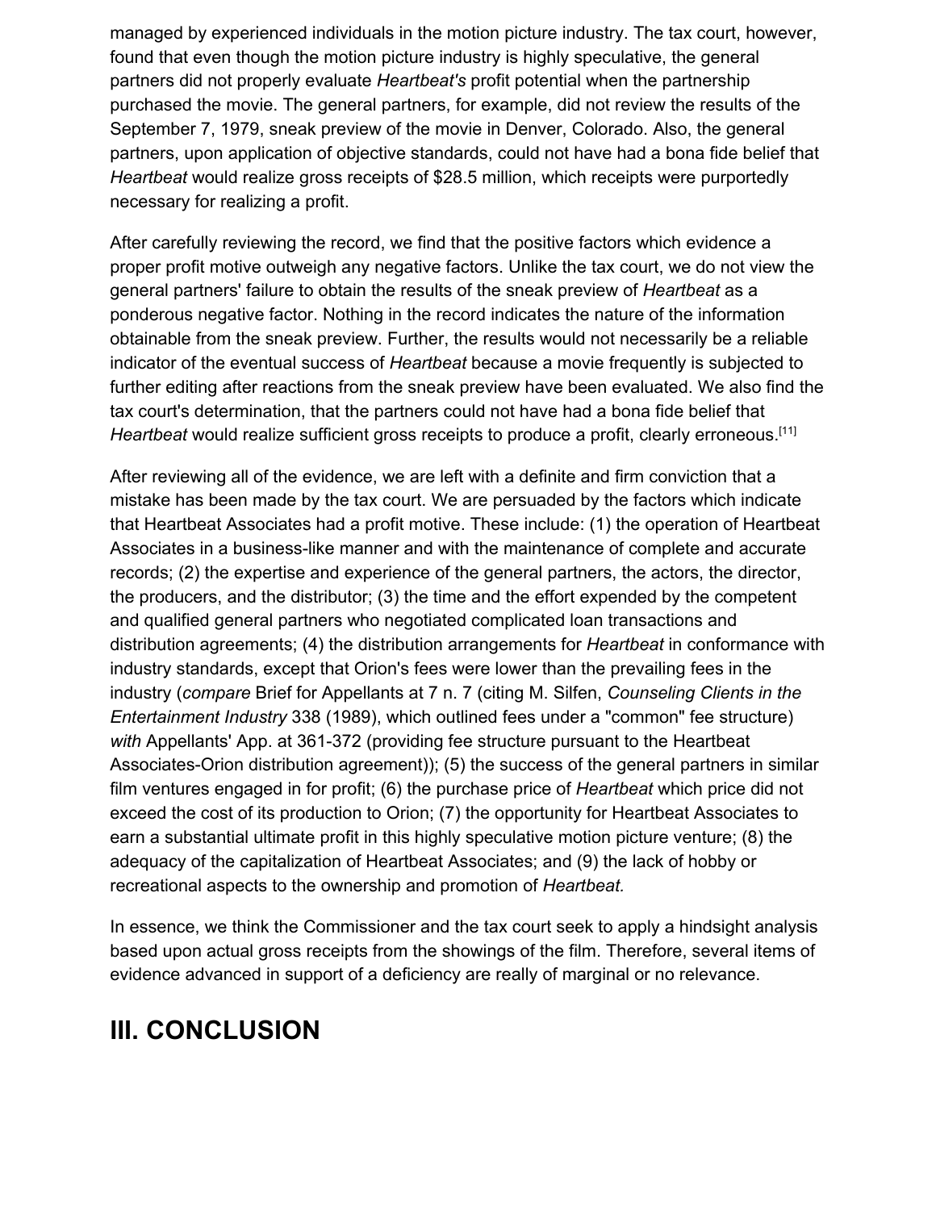managed by experienced individuals in the motion picture industry. The tax court, however, found that even though the motion picture industry is highly speculative, the general partners did not properly evaluate *Heartbeat's* profit potential when the partnership purchased the movie. The general partners, for example, did not review the results of the September 7, 1979, sneak preview of the movie in Denver, Colorado. Also, the general partners, upon application of objective standards, could not have had a bona fide belief that *Heartbeat* would realize gross receipts of $28.5 million, which receipts were purportedly necessary for realizing a profit.

After carefully reviewing the record, we find that the positive factors which evidence a proper profit motive outweigh any negative factors. Unlike the tax court, we do not view the general partners' failure to obtain the results of the sneak preview of *Heartbeat* as a ponderous negative factor. Nothing in the record indicates the nature of the information obtainable from the sneak preview. Further, the results would not necessarily be a reliable indicator of the eventual success of *Heartbeat* because a movie frequently is subjected to further editing after reactions from the sneak preview have been evaluated. We also find the tax court's determination, that the partners could not have had a bona fide belief that *Heartbeat* would realize sufficient gross receipts to produce a profit, clearly erroneous.[11]

After reviewing all of the evidence, we are left with a definite and firm conviction that a mistake has been made by the tax court. We are persuaded by the factors which indicate that Heartbeat Associates had a profit motive. These include: (1) the operation of Heartbeat Associates in a business-like manner and with the maintenance of complete and accurate records; (2) the expertise and experience of the general partners, the actors, the director, the producers, and the distributor; (3) the time and the effort expended by the competent and qualified general partners who negotiated complicated loan transactions and distribution agreements; (4) the distribution arrangements for *Heartbeat* in conformance with industry standards, except that Orion's fees were lower than the prevailing fees in the industry (*compare* Brief for Appellants at 7 n. 7 (citing M. Silfen, *Counseling Clients in the Entertainment Industry* 338 (1989), which outlined fees under a "common" fee structure) *with* Appellants' App. at 361-372 (providing fee structure pursuant to the Heartbeat Associates-Orion distribution agreement)); (5) the success of the general partners in similar film ventures engaged in for profit; (6) the purchase price of *Heartbeat* which price did not exceed the cost of its production to Orion; (7) the opportunity for Heartbeat Associates to earn a substantial ultimate profit in this highly speculative motion picture venture; (8) the adequacy of the capitalization of Heartbeat Associates; and (9) the lack of hobby or recreational aspects to the ownership and promotion of *Heartbeat.*

In essence, we think the Commissioner and the tax court seek to apply a hindsight analysis based upon actual gross receipts from the showings of the film. Therefore, several items of evidence advanced in support of a deficiency are really of marginal or no relevance.

## III. CONCLUSION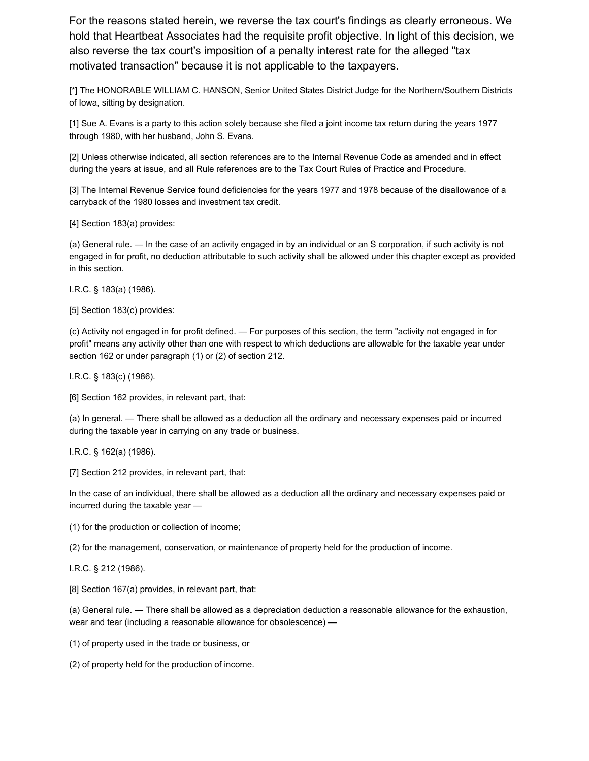For the reasons stated herein, we reverse the tax court's findings as clearly erroneous. We hold that Heartbeat Associates had the requisite profit objective. In light of this decision, we also reverse the tax court's imposition of a penalty interest rate for the alleged "tax motivated transaction" because it is not applicable to the taxpayers.

[*] The HONORABLE WILLIAM C. HANSON, Senior United States District Judge for the Northern/Southern Districts of Iowa, sitting by designation.

[1] Sue A. Evans is a party to this action solely because she filed a joint income tax return during the years 1977 through 1980, with her husband, John S. Evans.

[2] Unless otherwise indicated, all section references are to the Internal Revenue Code as amended and in effect during the years at issue, and all Rule references are to the Tax Court Rules of Practice and Procedure.

[3] The Internal Revenue Service found deficiencies for the years 1977 and 1978 because of the disallowance of a carryback of the 1980 losses and investment tax credit.

[4] Section 183(a) provides:

(a) General rule. — In the case of an activity engaged in by an individual or an S corporation, if such activity is not engaged in for profit, no deduction attributable to such activity shall be allowed under this chapter except as provided in this section.

I.R.C. § 183(a) (1986).

[5] Section 183(c) provides:

(c) Activity not engaged in for profit defined. — For purposes of this section, the term "activity not engaged in for profit" means any activity other than one with respect to which deductions are allowable for the taxable year under section 162 or under paragraph (1) or (2) of section 212.

I.R.C. § 183(c) (1986).

[6] Section 162 provides, in relevant part, that:

(a) In general. — There shall be allowed as a deduction all the ordinary and necessary expenses paid or incurred during the taxable year in carrying on any trade or business.

I.R.C. § 162(a) (1986).

[7] Section 212 provides, in relevant part, that:

In the case of an individual, there shall be allowed as a deduction all the ordinary and necessary expenses paid or incurred during the taxable year —

(1) for the production or collection of income;

(2) for the management, conservation, or maintenance of property held for the production of income.

I.R.C. § 212 (1986).

[8] Section 167(a) provides, in relevant part, that:

(a) General rule. — There shall be allowed as a depreciation deduction a reasonable allowance for the exhaustion, wear and tear (including a reasonable allowance for obsolescence) —

(1) of property used in the trade or business, or

(2) of property held for the production of income.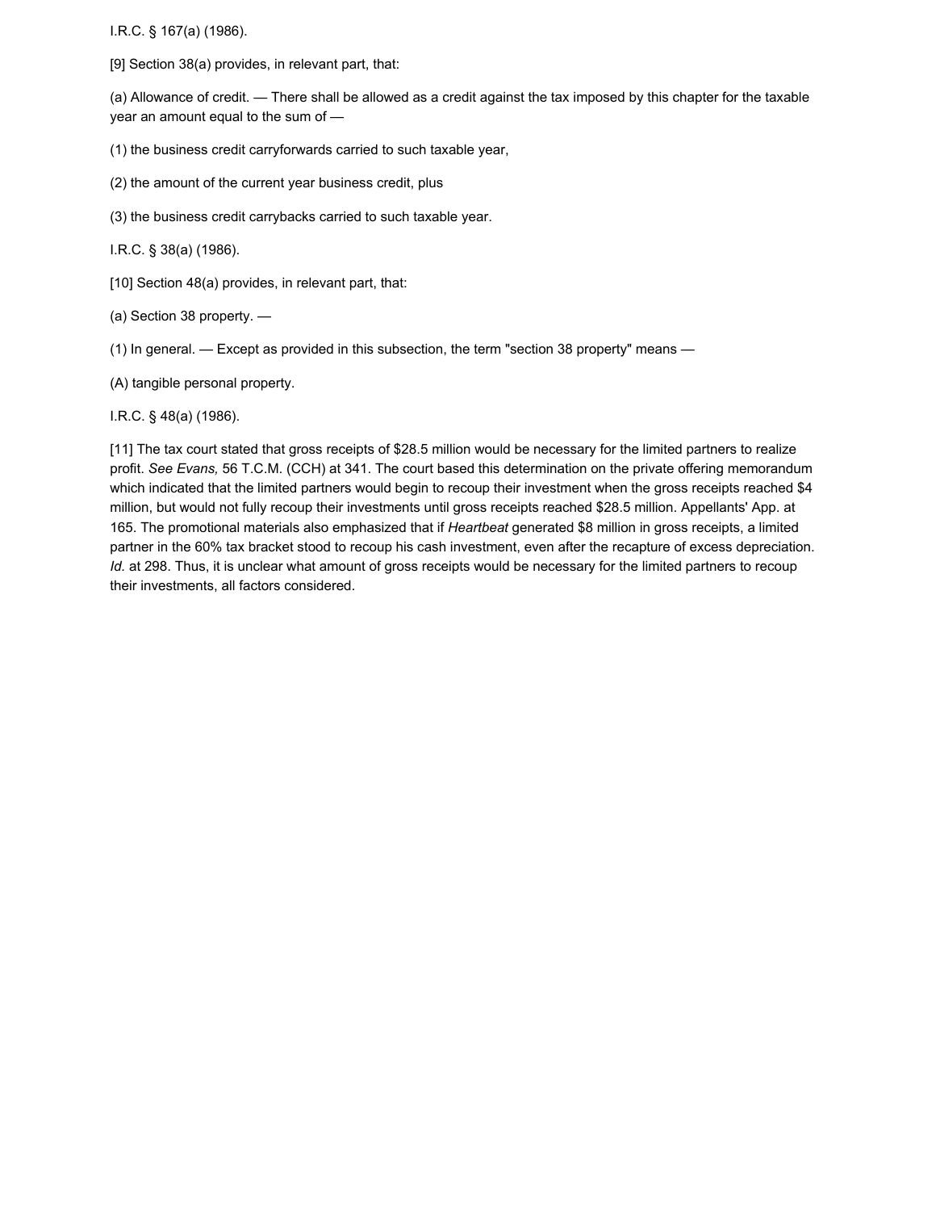I.R.C. § 167(a) (1986).

[9] Section 38(a) provides, in relevant part, that:

(a) Allowance of credit. — There shall be allowed as a credit against the tax imposed by this chapter for the taxable year an amount equal to the sum of —

(1) the business credit carryforwards carried to such taxable year,

(2) the amount of the current year business credit, plus

(3) the business credit carrybacks carried to such taxable year.

I.R.C. § 38(a) (1986).

[10] Section 48(a) provides, in relevant part, that:

(a) Section 38 property. —

(1) In general. — Except as provided in this subsection, the term "section 38 property" means —

(A) tangible personal property.

I.R.C. § 48(a) (1986).

[11] The tax court stated that gross receipts of $28.5 million would be necessary for the limited partners to realize profit. *See Evans,* 56 T.C.M. (CCH) at 341. The court based this determination on the private offering memorandum which indicated that the limited partners would begin to recoup their investment when the gross receipts reached $4 million, but would not fully recoup their investments until gross receipts reached $28.5 million. Appellants' App. at 165. The promotional materials also emphasized that if *Heartbeat* generated $8 million in gross receipts, a limited partner in the 60% tax bracket stood to recoup his cash investment, even after the recapture of excess depreciation. *Id.* at 298. Thus, it is unclear what amount of gross receipts would be necessary for the limited partners to recoup their investments, all factors considered.